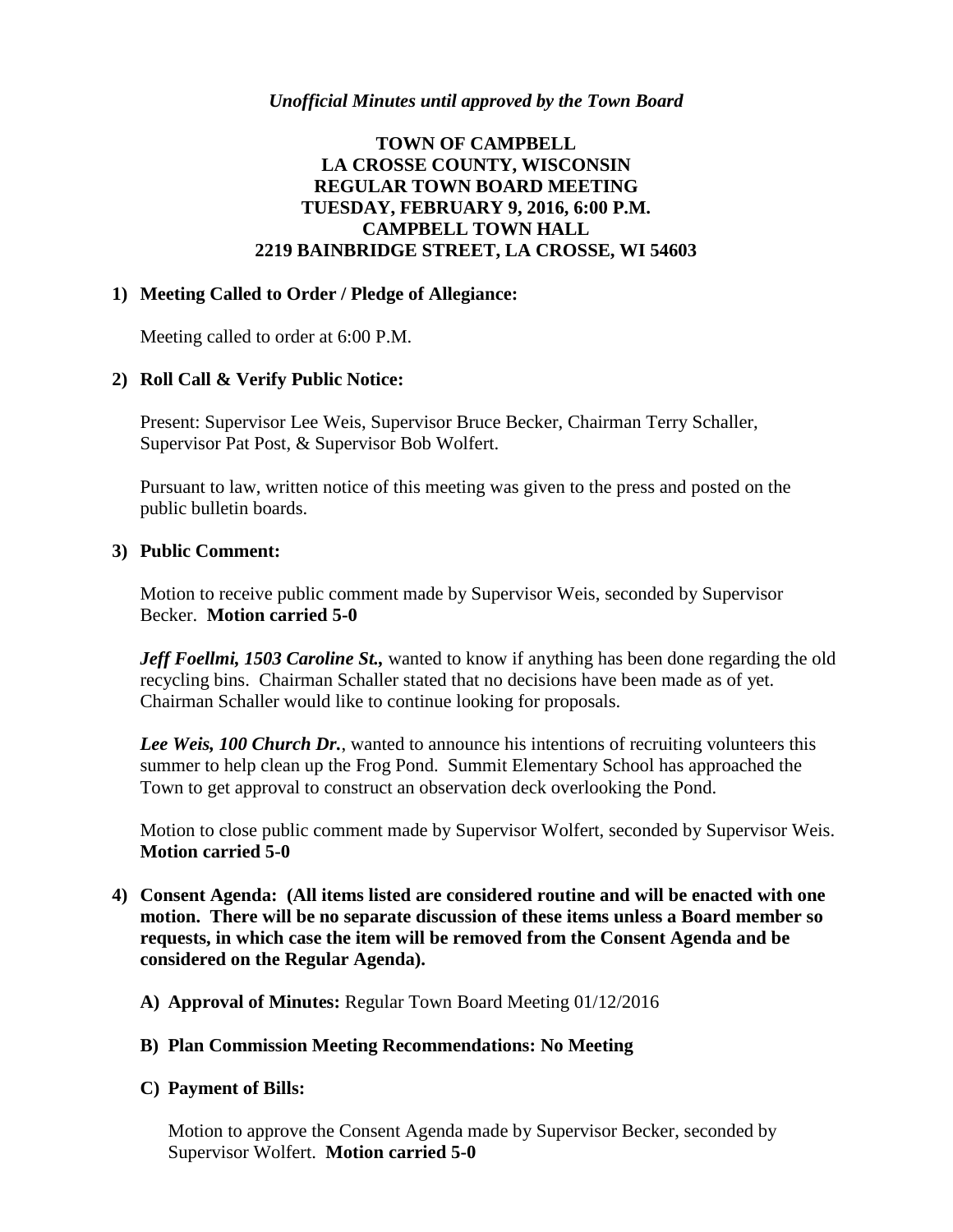*Unofficial Minutes until approved by the Town Board*

# TOWN OF CAMPBELL
# LA CROSSE COUNTY, WISCONSIN
# REGULAR TOWN BOARD MEETING
# TUESDAY, FEBRUARY 9, 2016, 6:00 P.M.
# CAMPBELL TOWN HALL
# 2219 BAINBRIDGE STREET, LA CROSSE, WI 54603

**1) Meeting Called to Order / Pledge of Allegiance:**

Meeting called to order at 6:00 P.M.

**2) Roll Call & Verify Public Notice:**

Present: Supervisor Lee Weis, Supervisor Bruce Becker, Chairman Terry Schaller, Supervisor Pat Post, & Supervisor Bob Wolfert.

Pursuant to law, written notice of this meeting was given to the press and posted on the public bulletin boards.

**3) Public Comment:**

Motion to receive public comment made by Supervisor Weis, seconded by Supervisor Becker. **Motion carried 5-0**

***Jeff Foellmi, 1503 Caroline St.,*** wanted to know if anything has been done regarding the old recycling bins. Chairman Schaller stated that no decisions have been made as of yet. Chairman Schaller would like to continue looking for proposals.

***Lee Weis, 100 Church Dr.***, wanted to announce his intentions of recruiting volunteers this summer to help clean up the Frog Pond. Summit Elementary School has approached the Town to get approval to construct an observation deck overlooking the Pond.

Motion to close public comment made by Supervisor Wolfert, seconded by Supervisor Weis. **Motion carried 5-0**

**4) Consent Agenda: (All items listed are considered routine and will be enacted with one motion. There will be no separate discussion of these items unless a Board member so requests, in which case the item will be removed from the Consent Agenda and be considered on the Regular Agenda).**

**A) Approval of Minutes:** Regular Town Board Meeting 01/12/2016

**B) Plan Commission Meeting Recommendations: No Meeting**

**C) Payment of Bills:**

Motion to approve the Consent Agenda made by Supervisor Becker, seconded by Supervisor Wolfert. **Motion carried 5-0**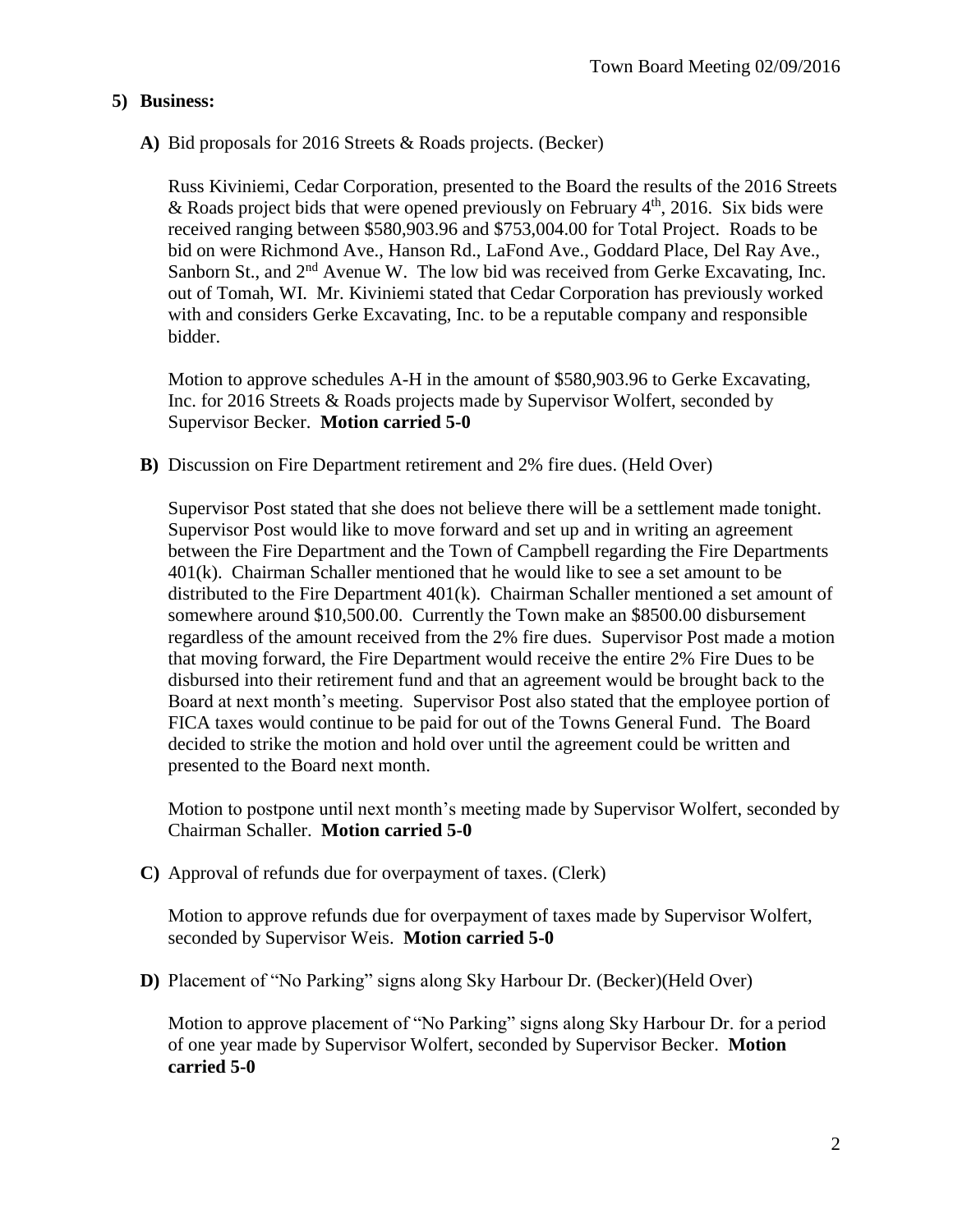## 5) Business:

**A)** Bid proposals for 2016 Streets & Roads projects. (Becker)

Russ Kiviniemi, Cedar Corporation, presented to the Board the results of the 2016 Streets & Roads project bids that were opened previously on February 4th, 2016. Six bids were received ranging between $580,903.96 and $753,004.00 for Total Project. Roads to be bid on were Richmond Ave., Hanson Rd., LaFond Ave., Goddard Place, Del Ray Ave., Sanborn St., and 2nd Avenue W. The low bid was received from Gerke Excavating, Inc. out of Tomah, WI. Mr. Kiviniemi stated that Cedar Corporation has previously worked with and considers Gerke Excavating, Inc. to be a reputable company and responsible bidder.

Motion to approve schedules A-H in the amount of $580,903.96 to Gerke Excavating, Inc. for 2016 Streets & Roads projects made by Supervisor Wolfert, seconded by Supervisor Becker. **Motion carried 5-0**

**B)** Discussion on Fire Department retirement and 2% fire dues. (Held Over)

Supervisor Post stated that she does not believe there will be a settlement made tonight. Supervisor Post would like to move forward and set up and in writing an agreement between the Fire Department and the Town of Campbell regarding the Fire Departments 401(k). Chairman Schaller mentioned that he would like to see a set amount to be distributed to the Fire Department 401(k). Chairman Schaller mentioned a set amount of somewhere around $10,500.00. Currently the Town make an $8500.00 disbursement regardless of the amount received from the 2% fire dues. Supervisor Post made a motion that moving forward, the Fire Department would receive the entire 2% Fire Dues to be disbursed into their retirement fund and that an agreement would be brought back to the Board at next month's meeting. Supervisor Post also stated that the employee portion of FICA taxes would continue to be paid for out of the Towns General Fund. The Board decided to strike the motion and hold over until the agreement could be written and presented to the Board next month.

Motion to postpone until next month's meeting made by Supervisor Wolfert, seconded by Chairman Schaller. **Motion carried 5-0**

**C)** Approval of refunds due for overpayment of taxes. (Clerk)

Motion to approve refunds due for overpayment of taxes made by Supervisor Wolfert, seconded by Supervisor Weis. **Motion carried 5-0**

**D)** Placement of "No Parking" signs along Sky Harbour Dr. (Becker)(Held Over)

Motion to approve placement of "No Parking" signs along Sky Harbour Dr. for a period of one year made by Supervisor Wolfert, seconded by Supervisor Becker. **Motion carried 5-0**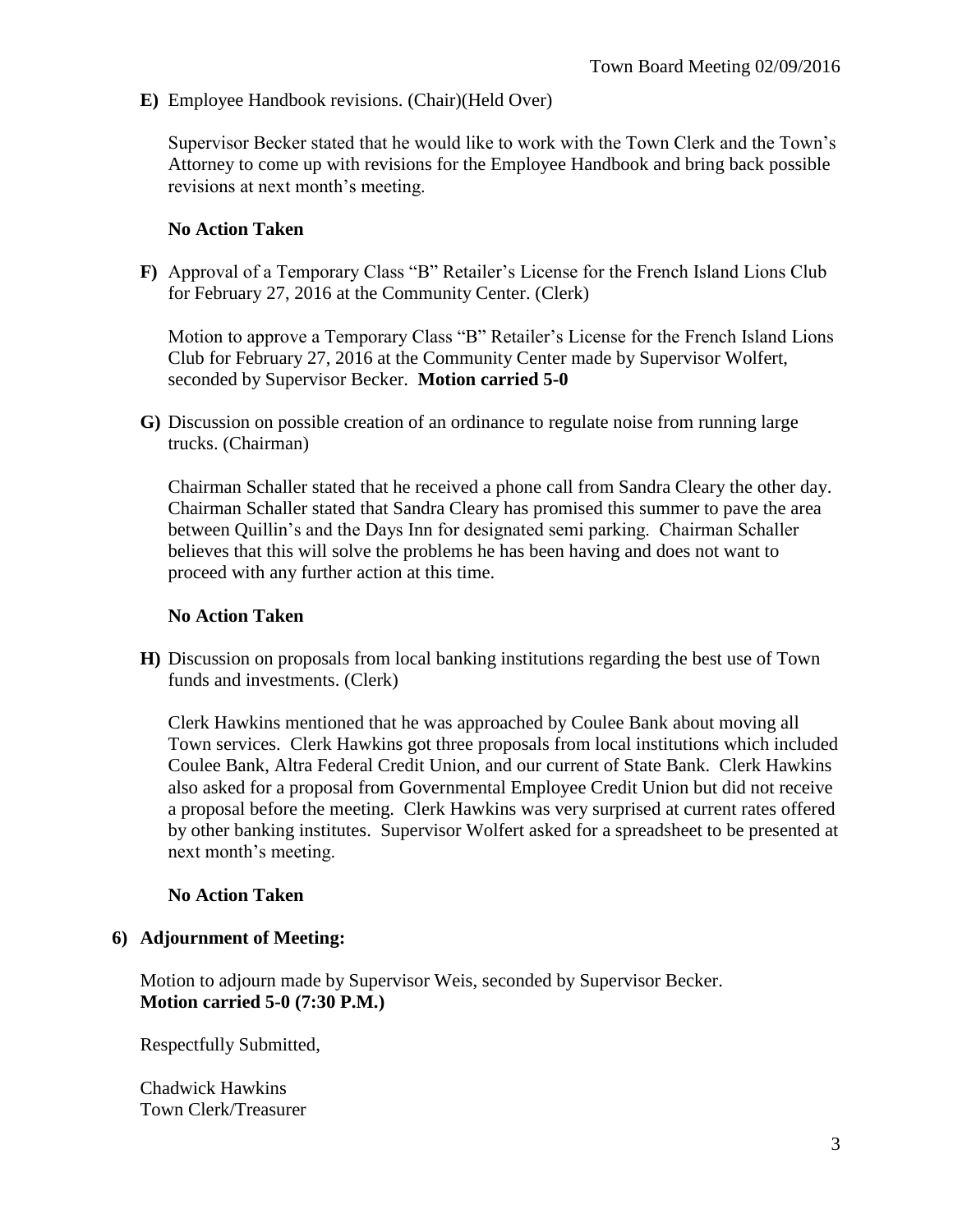**E)** Employee Handbook revisions. (Chair)(Held Over)

Supervisor Becker stated that he would like to work with the Town Clerk and the Town's Attorney to come up with revisions for the Employee Handbook and bring back possible revisions at next month's meeting.

**No Action Taken**

**F)** Approval of a Temporary Class "B" Retailer's License for the French Island Lions Club for February 27, 2016 at the Community Center. (Clerk)

Motion to approve a Temporary Class "B" Retailer's License for the French Island Lions Club for February 27, 2016 at the Community Center made by Supervisor Wolfert, seconded by Supervisor Becker. **Motion carried 5-0**

**G)** Discussion on possible creation of an ordinance to regulate noise from running large trucks. (Chairman)

Chairman Schaller stated that he received a phone call from Sandra Cleary the other day. Chairman Schaller stated that Sandra Cleary has promised this summer to pave the area between Quillin's and the Days Inn for designated semi parking. Chairman Schaller believes that this will solve the problems he has been having and does not want to proceed with any further action at this time.

**No Action Taken**

**H)** Discussion on proposals from local banking institutions regarding the best use of Town funds and investments. (Clerk)

Clerk Hawkins mentioned that he was approached by Coulee Bank about moving all Town services. Clerk Hawkins got three proposals from local institutions which included Coulee Bank, Altra Federal Credit Union, and our current of State Bank. Clerk Hawkins also asked for a proposal from Governmental Employee Credit Union but did not receive a proposal before the meeting. Clerk Hawkins was very surprised at current rates offered by other banking institutes. Supervisor Wolfert asked for a spreadsheet to be presented at next month's meeting.

**No Action Taken**

**6) Adjournment of Meeting:**

Motion to adjourn made by Supervisor Weis, seconded by Supervisor Becker.
**Motion carried 5-0 (7:30 P.M.)**

Respectfully Submitted,

Chadwick Hawkins
Town Clerk/Treasurer